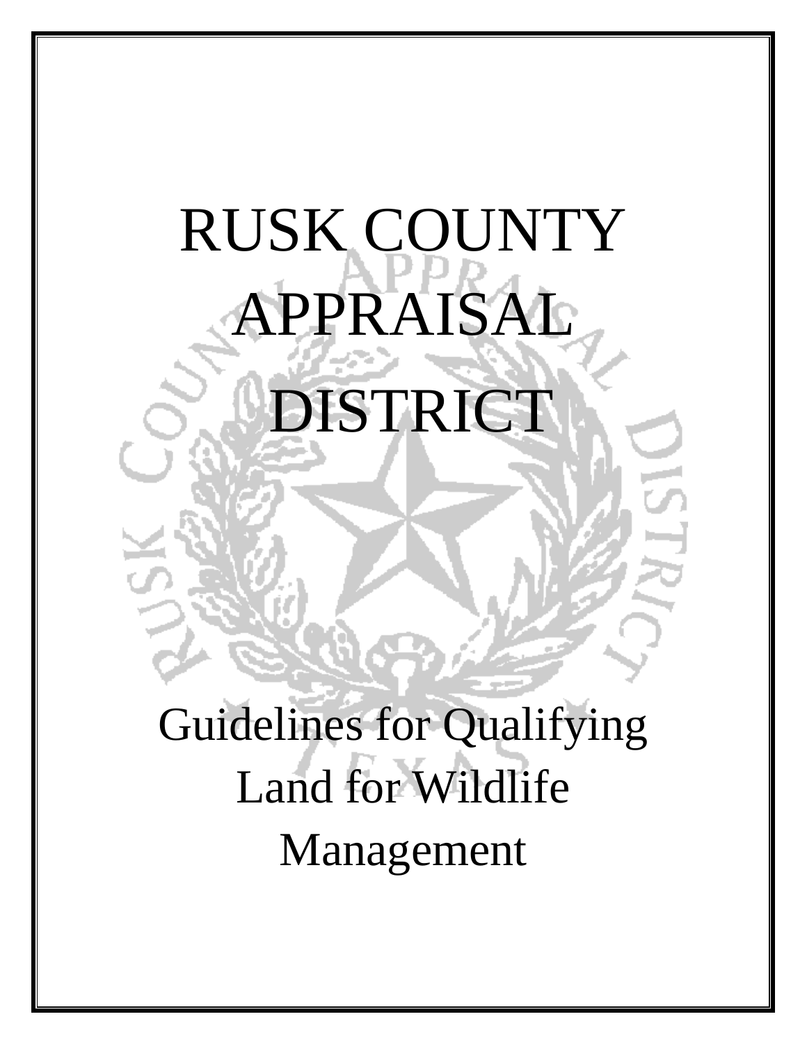# RUSK COUNTY APPRAISAL DISTRICT

## Guidelines for Qualifying Land for Wildlife Management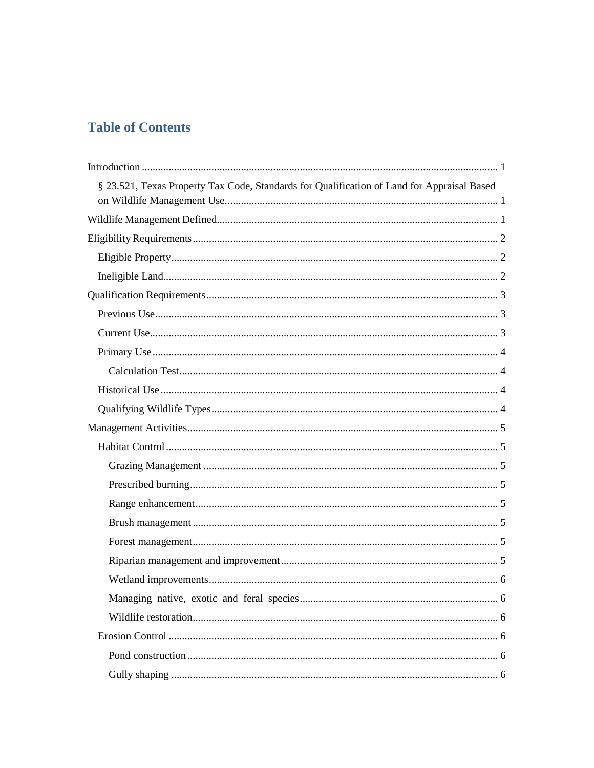# Table of Contents

- Introduction ..... 1
  - § 23.521, Texas Property Tax Code, Standards for Qualification of Land for Appraisal Based on Wildlife Management Use ..... 1
- Wildlife Management Defined ..... 1
- Eligibility Requirements ..... 2
  - Eligible Property ..... 2
  - Ineligible Land ..... 2
- Qualification Requirements ..... 3
  - Previous Use ..... 3
  - Current Use ..... 3
  - Primary Use ..... 4
    - Calculation Test ..... 4
  - Historical Use ..... 4
  - Qualifying Wildlife Types ..... 4
- Management Activities ..... 5
  - Habitat Control ..... 5
    - Grazing Management ..... 5
    - Prescribed burning ..... 5
    - Range enhancement ..... 5
    - Brush management ..... 5
    - Forest management ..... 5
    - Riparian management and improvement ..... 5
    - Wetland improvements ..... 6
    - Managing native, exotic and feral species ..... 6
    - Wildlife restoration ..... 6
  - Erosion Control ..... 6
    - Pond construction ..... 6
    - Gully shaping ..... 6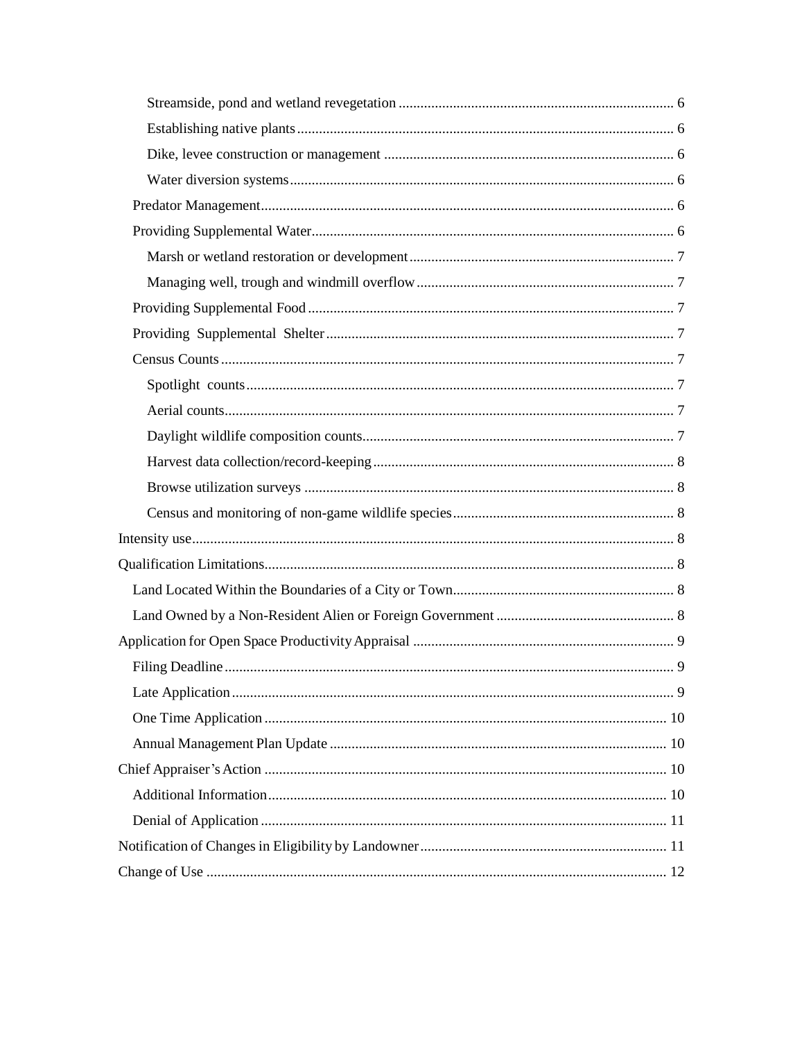Streamside, pond and wetland revegetation ........................................................................ 6

Establishing native plants ..................................................................................................... 6

Dike, levee construction or management ............................................................................ 6

Water diversion systems ...................................................................................................... 6

Predator Management ............................................................................................................... 6

Providing Supplemental Water ................................................................................................. 6

Marsh or wetland restoration or development ...................................................................... 7

Managing well, trough and windmill overflow .................................................................... 7

Providing Supplemental Food .................................................................................................. 7

Providing Supplemental Shelter ............................................................................................... 7

Census Counts ........................................................................................................................... 7

Spotlight counts .................................................................................................................... 7

Aerial counts ......................................................................................................................... 7

Daylight wildlife composition counts ................................................................................... 7

Harvest data collection/record-keeping ................................................................................. 8

Browse utilization surveys .................................................................................................... 8

Census and monitoring of non-game wildlife species ........................................................... 8

Intensity use .................................................................................................................................. 8

Qualification Limitations .............................................................................................................. 8

Land Located Within the Boundaries of a City or Town ........................................................... 8

Land Owned by a Non-Resident Alien or Foreign Government ............................................... 8

Application for Open Space Productivity Appraisal ..................................................................... 9

Filing Deadline .......................................................................................................................... 9

Late Application ........................................................................................................................ 9

One Time Application ............................................................................................................. 10

Annual Management Plan Update ........................................................................................... 10

Chief Appraiser's Action ............................................................................................................. 10

Additional Information ............................................................................................................ 10

Denial of Application .............................................................................................................. 11

Notification of Changes in Eligibility by Landowner .................................................................. 11

Change of Use ............................................................................................................................. 12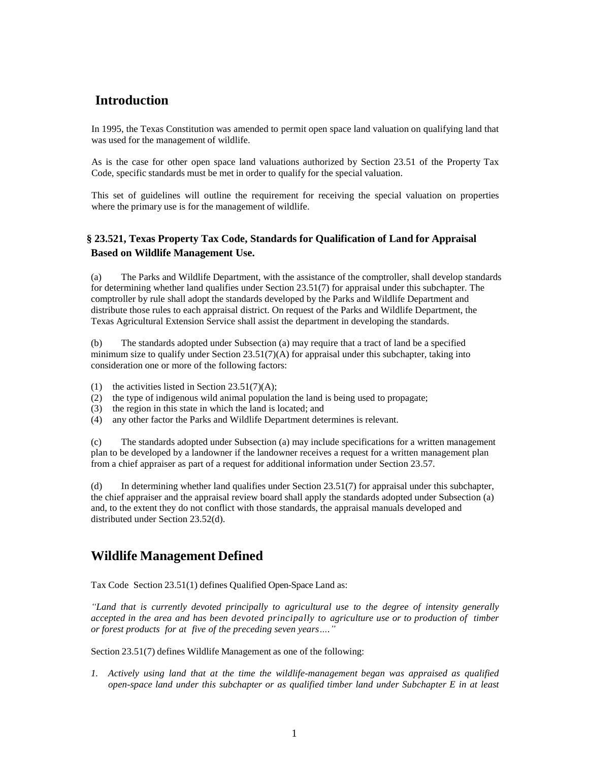# Introduction

In 1995, the Texas Constitution was amended to permit open space land valuation on qualifying land that was used for the management of wildlife.

As is the case for other open space land valuations authorized by Section 23.51 of the Property Tax Code, specific standards must be met in order to qualify for the special valuation.

This set of guidelines will outline the requirement for receiving the special valuation on properties where the primary use is for the management of wildlife.

## § 23.521, Texas Property Tax Code, Standards for Qualification of Land for Appraisal Based on Wildlife Management Use.

(a) The Parks and Wildlife Department, with the assistance of the comptroller, shall develop standards for determining whether land qualifies under Section 23.51(7) for appraisal under this subchapter. The comptroller by rule shall adopt the standards developed by the Parks and Wildlife Department and distribute those rules to each appraisal district. On request of the Parks and Wildlife Department, the Texas Agricultural Extension Service shall assist the department in developing the standards.

(b) The standards adopted under Subsection (a) may require that a tract of land be a specified minimum size to qualify under Section 23.51(7)(A) for appraisal under this subchapter, taking into consideration one or more of the following factors:

(1) the activities listed in Section 23.51(7)(A);
(2) the type of indigenous wild animal population the land is being used to propagate;
(3) the region in this state in which the land is located; and
(4) any other factor the Parks and Wildlife Department determines is relevant.

(c) The standards adopted under Subsection (a) may include specifications for a written management plan to be developed by a landowner if the landowner receives a request for a written management plan from a chief appraiser as part of a request for additional information under Section 23.57.

(d) In determining whether land qualifies under Section 23.51(7) for appraisal under this subchapter, the chief appraiser and the appraisal review board shall apply the standards adopted under Subsection (a) and, to the extent they do not conflict with those standards, the appraisal manuals developed and distributed under Section 23.52(d).

# Wildlife Management Defined

Tax Code Section 23.51(1) defines Qualified Open-Space Land as:

*"Land that is currently devoted principally to agricultural use to the degree of intensity generally accepted in the area and has been devoted principally to agriculture use or to production of timber or forest products for at five of the preceding seven years…."*

Section 23.51(7) defines Wildlife Management as one of the following:

1. *Actively using land that at the time the wildlife-management began was appraised as qualified open-space land under this subchapter or as qualified timber land under Subchapter E in at least*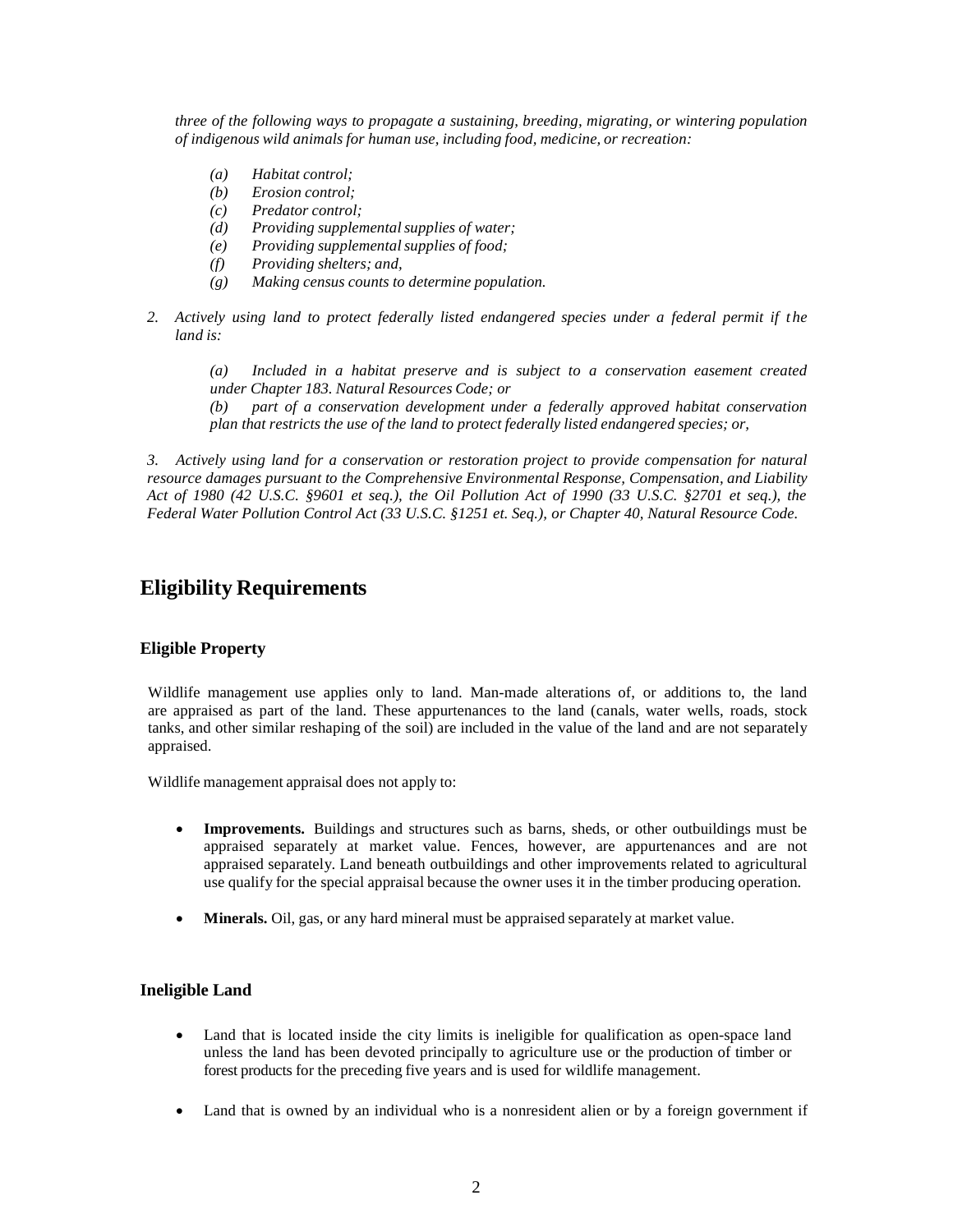*three of the following ways to propagate a sustaining, breeding, migrating, or wintering population of indigenous wild animals for human use, including food, medicine, or recreation:*

- *(a) Habitat control;*
- *(b) Erosion control;*
- *(c) Predator control;*
- *(d) Providing supplemental supplies of water;*
- *(e) Providing supplemental supplies of food;*
- *(f) Providing shelters; and,*
- *(g) Making census counts to determine population.*

*2. Actively using land to protect federally listed endangered species under a federal permit if the land is:*

> *(a) Included in a habitat preserve and is subject to a conservation easement created under Chapter 183. Natural Resources Code; or*
>
> *(b) part of a conservation development under a federally approved habitat conservation plan that restricts the use of the land to protect federally listed endangered species; or,*

*3. Actively using land for a conservation or restoration project to provide compensation for natural resource damages pursuant to the Comprehensive Environmental Response, Compensation, and Liability Act of 1980 (42 U.S.C. §9601 et seq.), the Oil Pollution Act of 1990 (33 U.S.C. §2701 et seq.), the Federal Water Pollution Control Act (33 U.S.C. §1251 et. Seq.), or Chapter 40, Natural Resource Code.*

## Eligibility Requirements

### Eligible Property

Wildlife management use applies only to land. Man-made alterations of, or additions to, the land are appraised as part of the land. These appurtenances to the land (canals, water wells, roads, stock tanks, and other similar reshaping of the soil) are included in the value of the land and are not separately appraised.

Wildlife management appraisal does not apply to:

- **Improvements.** Buildings and structures such as barns, sheds, or other outbuildings must be appraised separately at market value. Fences, however, are appurtenances and are not appraised separately. Land beneath outbuildings and other improvements related to agricultural use qualify for the special appraisal because the owner uses it in the timber producing operation.
- **Minerals.** Oil, gas, or any hard mineral must be appraised separately at market value.

### Ineligible Land

- Land that is located inside the city limits is ineligible for qualification as open-space land unless the land has been devoted principally to agriculture use or the production of timber or forest products for the preceding five years and is used for wildlife management.
- Land that is owned by an individual who is a nonresident alien or by a foreign government if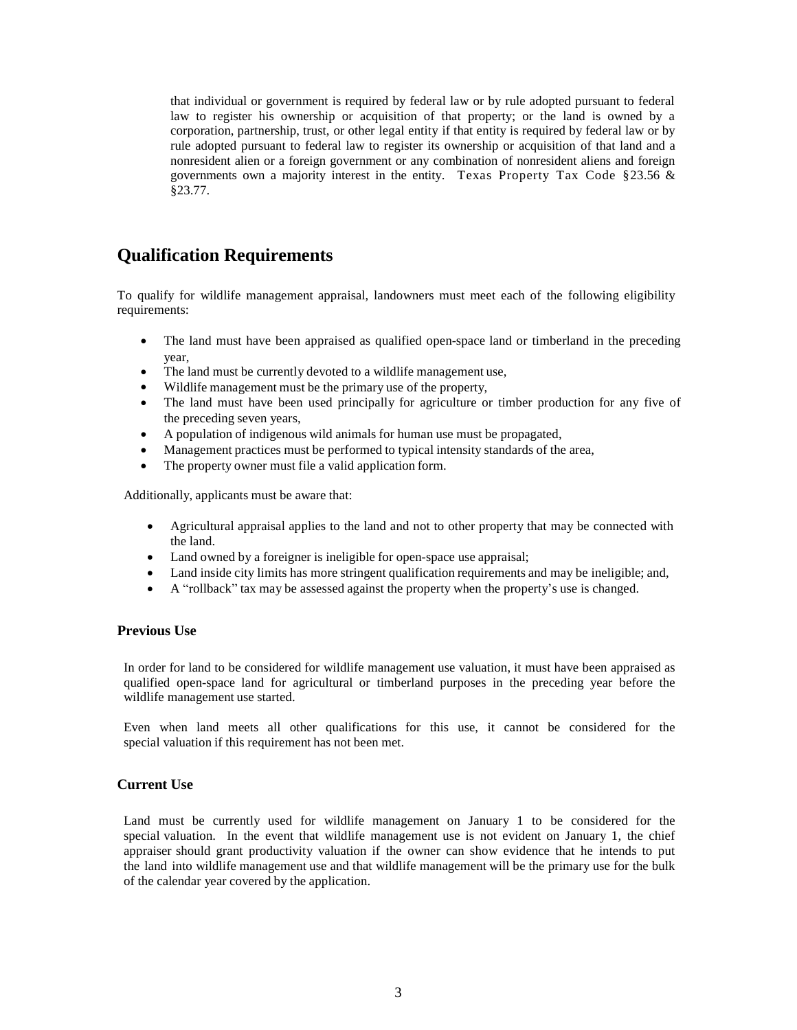that individual or government is required by federal law or by rule adopted pursuant to federal law to register his ownership or acquisition of that property; or the land is owned by a corporation, partnership, trust, or other legal entity if that entity is required by federal law or by rule adopted pursuant to federal law to register its ownership or acquisition of that land and a nonresident alien or a foreign government or any combination of nonresident aliens and foreign governments own a majority interest in the entity. Texas Property Tax Code §23.56 & §23.77.

## Qualification Requirements

To qualify for wildlife management appraisal, landowners must meet each of the following eligibility requirements:

- The land must have been appraised as qualified open-space land or timberland in the preceding year,
- The land must be currently devoted to a wildlife management use,
- Wildlife management must be the primary use of the property,
- The land must have been used principally for agriculture or timber production for any five of the preceding seven years,
- A population of indigenous wild animals for human use must be propagated,
- Management practices must be performed to typical intensity standards of the area,
- The property owner must file a valid application form.

Additionally, applicants must be aware that:

- Agricultural appraisal applies to the land and not to other property that may be connected with the land.
- Land owned by a foreigner is ineligible for open-space use appraisal;
- Land inside city limits has more stringent qualification requirements and may be ineligible; and,
- A "rollback" tax may be assessed against the property when the property's use is changed.

### Previous Use

In order for land to be considered for wildlife management use valuation, it must have been appraised as qualified open-space land for agricultural or timberland purposes in the preceding year before the wildlife management use started.

Even when land meets all other qualifications for this use, it cannot be considered for the special valuation if this requirement has not been met.

### Current Use

Land must be currently used for wildlife management on January 1 to be considered for the special valuation. In the event that wildlife management use is not evident on January 1, the chief appraiser should grant productivity valuation if the owner can show evidence that he intends to put the land into wildlife management use and that wildlife management will be the primary use for the bulk of the calendar year covered by the application.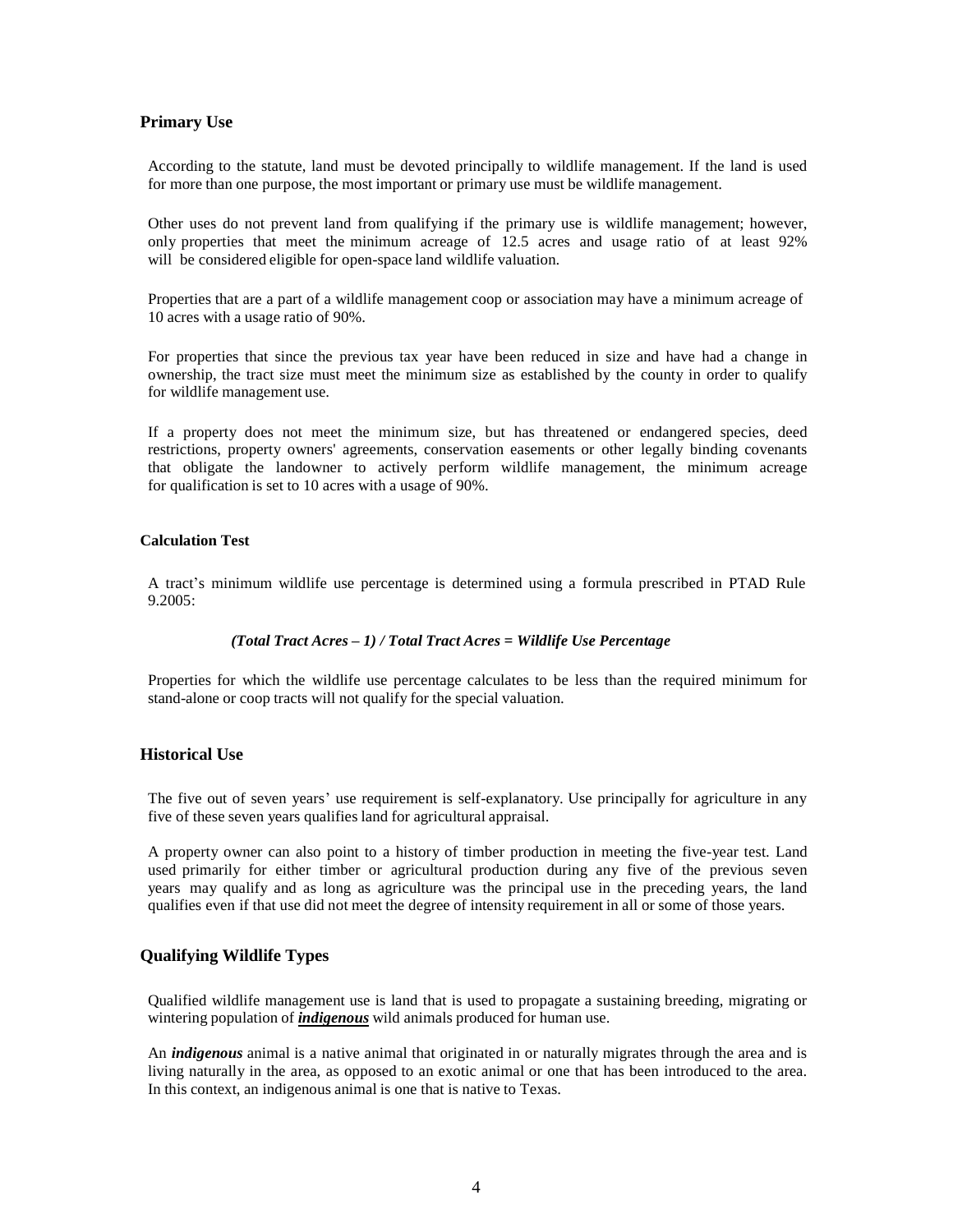## Primary Use

According to the statute, land must be devoted principally to wildlife management. If the land is used for more than one purpose, the most important or primary use must be wildlife management.

Other uses do not prevent land from qualifying if the primary use is wildlife management; however, only properties that meet the minimum acreage of 12.5 acres and usage ratio of at least 92% will be considered eligible for open-space land wildlife valuation.

Properties that are a part of a wildlife management coop or association may have a minimum acreage of 10 acres with a usage ratio of 90%.

For properties that since the previous tax year have been reduced in size and have had a change in ownership, the tract size must meet the minimum size as established by the county in order to qualify for wildlife management use.

If a property does not meet the minimum size, but has threatened or endangered species, deed restrictions, property owners' agreements, conservation easements or other legally binding covenants that obligate the landowner to actively perform wildlife management, the minimum acreage for qualification is set to 10 acres with a usage of 90%.

### Calculation Test

A tract's minimum wildlife use percentage is determined using a formula prescribed in PTAD Rule 9.2005:

***(Total Tract Acres – 1) / Total Tract Acres = Wildlife Use Percentage***

Properties for which the wildlife use percentage calculates to be less than the required minimum for stand-alone or coop tracts will not qualify for the special valuation.

## Historical Use

The five out of seven years' use requirement is self-explanatory. Use principally for agriculture in any five of these seven years qualifies land for agricultural appraisal.

A property owner can also point to a history of timber production in meeting the five-year test. Land used primarily for either timber or agricultural production during any five of the previous seven years may qualify and as long as agriculture was the principal use in the preceding years, the land qualifies even if that use did not meet the degree of intensity requirement in all or some of those years.

## Qualifying Wildlife Types

Qualified wildlife management use is land that is used to propagate a sustaining breeding, migrating or wintering population of ***indigenous*** wild animals produced for human use.

An ***indigenous*** animal is a native animal that originated in or naturally migrates through the area and is living naturally in the area, as opposed to an exotic animal or one that has been introduced to the area. In this context, an indigenous animal is one that is native to Texas.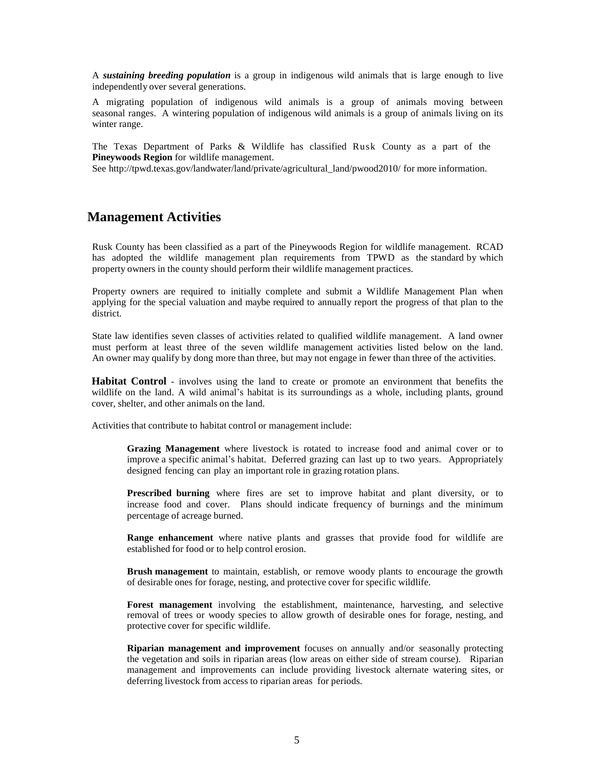A ***sustaining breeding population*** is a group in indigenous wild animals that is large enough to live independently over several generations.

A migrating population of indigenous wild animals is a group of animals moving between seasonal ranges. A wintering population of indigenous wild animals is a group of animals living on its winter range.

The Texas Department of Parks & Wildlife has classified Rusk County as a part of the **Pineywoods Region** for wildlife management.
See http://tpwd.texas.gov/landwater/land/private/agricultural_land/pwood2010/ for more information.

## Management Activities

Rusk County has been classified as a part of the Pineywoods Region for wildlife management. RCAD has adopted the wildlife management plan requirements from TPWD as the standard by which property owners in the county should perform their wildlife management practices.

Property owners are required to initially complete and submit a Wildlife Management Plan when applying for the special valuation and maybe required to annually report the progress of that plan to the district.

State law identifies seven classes of activities related to qualified wildlife management. A land owner must perform at least three of the seven wildlife management activities listed below on the land. An owner may qualify by dong more than three, but may not engage in fewer than three of the activities.

**Habitat Control** - involves using the land to create or promote an environment that benefits the wildlife on the land. A wild animal's habitat is its surroundings as a whole, including plants, ground cover, shelter, and other animals on the land.

Activities that contribute to habitat control or management include:

**Grazing Management** where livestock is rotated to increase food and animal cover or to improve a specific animal's habitat. Deferred grazing can last up to two years. Appropriately designed fencing can play an important role in grazing rotation plans.

**Prescribed burning** where fires are set to improve habitat and plant diversity, or to increase food and cover. Plans should indicate frequency of burnings and the minimum percentage of acreage burned.

**Range enhancement** where native plants and grasses that provide food for wildlife are established for food or to help control erosion.

**Brush management** to maintain, establish, or remove woody plants to encourage the growth of desirable ones for forage, nesting, and protective cover for specific wildlife.

**Forest management** involving the establishment, maintenance, harvesting, and selective removal of trees or woody species to allow growth of desirable ones for forage, nesting, and protective cover for specific wildlife.

**Riparian management and improvement** focuses on annually and/or seasonally protecting the vegetation and soils in riparian areas (low areas on either side of stream course). Riparian management and improvements can include providing livestock alternate watering sites, or deferring livestock from access to riparian areas for periods.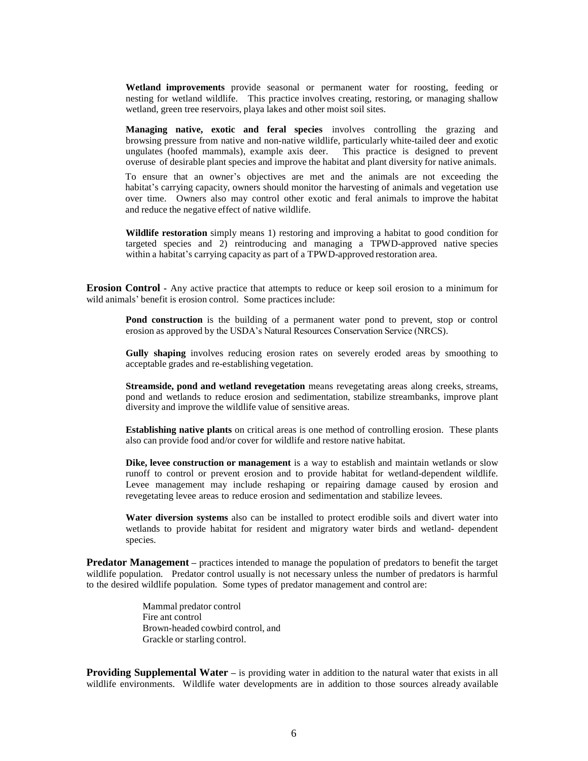**Wetland improvements** provide seasonal or permanent water for roosting, feeding or nesting for wetland wildlife. This practice involves creating, restoring, or managing shallow wetland, green tree reservoirs, playa lakes and other moist soil sites.

**Managing native, exotic and feral species** involves controlling the grazing and browsing pressure from native and non-native wildlife, particularly white-tailed deer and exotic ungulates (hoofed mammals), example axis deer. This practice is designed to prevent overuse of desirable plant species and improve the habitat and plant diversity for native animals.

To ensure that an owner's objectives are met and the animals are not exceeding the habitat's carrying capacity, owners should monitor the harvesting of animals and vegetation use over time. Owners also may control other exotic and feral animals to improve the habitat and reduce the negative effect of native wildlife.

**Wildlife restoration** simply means 1) restoring and improving a habitat to good condition for targeted species and 2) reintroducing and managing a TPWD-approved native species within a habitat's carrying capacity as part of a TPWD-approved restoration area.

**Erosion Control** - Any active practice that attempts to reduce or keep soil erosion to a minimum for wild animals' benefit is erosion control. Some practices include:

**Pond construction** is the building of a permanent water pond to prevent, stop or control erosion as approved by the USDA's Natural Resources Conservation Service (NRCS).

**Gully shaping** involves reducing erosion rates on severely eroded areas by smoothing to acceptable grades and re-establishing vegetation.

**Streamside, pond and wetland revegetation** means revegetating areas along creeks, streams, pond and wetlands to reduce erosion and sedimentation, stabilize streambanks, improve plant diversity and improve the wildlife value of sensitive areas.

**Establishing native plants** on critical areas is one method of controlling erosion. These plants also can provide food and/or cover for wildlife and restore native habitat.

**Dike, levee construction or management** is a way to establish and maintain wetlands or slow runoff to control or prevent erosion and to provide habitat for wetland-dependent wildlife. Levee management may include reshaping or repairing damage caused by erosion and revegetating levee areas to reduce erosion and sedimentation and stabilize levees.

**Water diversion systems** also can be installed to protect erodible soils and divert water into wetlands to provide habitat for resident and migratory water birds and wetland- dependent species.

**Predator Management** – practices intended to manage the population of predators to benefit the target wildlife population. Predator control usually is not necessary unless the number of predators is harmful to the desired wildlife population. Some types of predator management and control are:

Mammal predator control
Fire ant control
Brown-headed cowbird control, and
Grackle or starling control.

**Providing Supplemental Water** – is providing water in addition to the natural water that exists in all wildlife environments. Wildlife water developments are in addition to those sources already available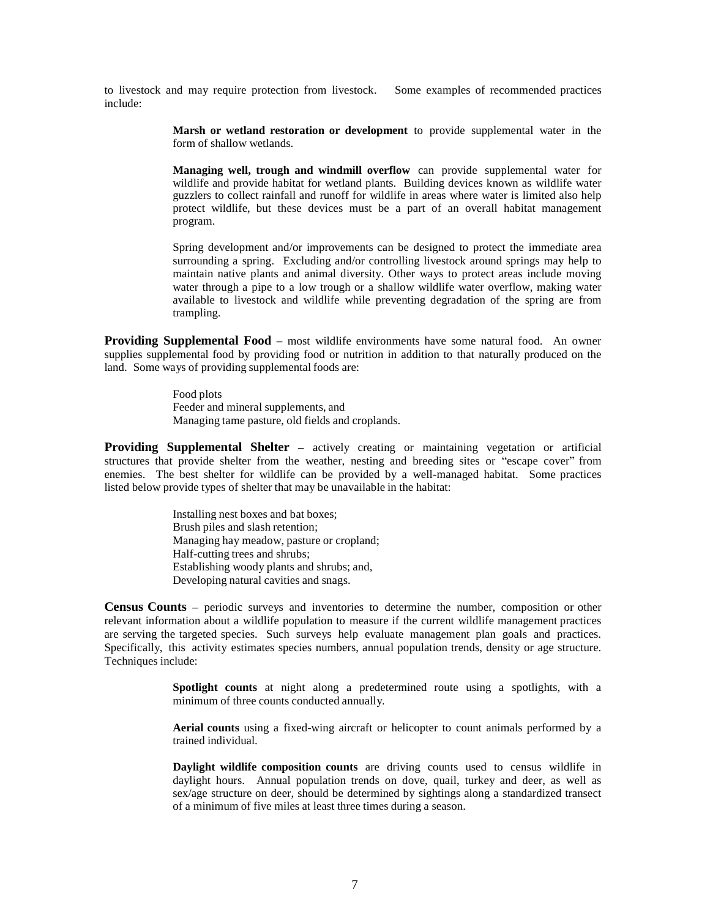to livestock and may require protection from livestock. Some examples of recommended practices include:

> **Marsh or wetland restoration or development** to provide supplemental water in the form of shallow wetlands.
>
> **Managing well, trough and windmill overflow** can provide supplemental water for wildlife and provide habitat for wetland plants. Building devices known as wildlife water guzzlers to collect rainfall and runoff for wildlife in areas where water is limited also help protect wildlife, but these devices must be a part of an overall habitat management program.
>
> Spring development and/or improvements can be designed to protect the immediate area surrounding a spring. Excluding and/or controlling livestock around springs may help to maintain native plants and animal diversity. Other ways to protect areas include moving water through a pipe to a low trough or a shallow wildlife water overflow, making water available to livestock and wildlife while preventing degradation of the spring are from trampling.

**Providing Supplemental Food** – most wildlife environments have some natural food. An owner supplies supplemental food by providing food or nutrition in addition to that naturally produced on the land. Some ways of providing supplemental foods are:

- Food plots
- Feeder and mineral supplements, and
- Managing tame pasture, old fields and croplands.

**Providing Supplemental Shelter** – actively creating or maintaining vegetation or artificial structures that provide shelter from the weather, nesting and breeding sites or "escape cover" from enemies. The best shelter for wildlife can be provided by a well-managed habitat. Some practices listed below provide types of shelter that may be unavailable in the habitat:

- Installing nest boxes and bat boxes;
- Brush piles and slash retention;
- Managing hay meadow, pasture or cropland;
- Half-cutting trees and shrubs;
- Establishing woody plants and shrubs; and,
- Developing natural cavities and snags.

**Census Counts** – periodic surveys and inventories to determine the number, composition or other relevant information about a wildlife population to measure if the current wildlife management practices are serving the targeted species. Such surveys help evaluate management plan goals and practices. Specifically, this activity estimates species numbers, annual population trends, density or age structure. Techniques include:

> **Spotlight counts** at night along a predetermined route using a spotlights, with a minimum of three counts conducted annually.
>
> **Aerial counts** using a fixed-wing aircraft or helicopter to count animals performed by a trained individual.
>
> **Daylight wildlife composition counts** are driving counts used to census wildlife in daylight hours. Annual population trends on dove, quail, turkey and deer, as well as sex/age structure on deer, should be determined by sightings along a standardized transect of a minimum of five miles at least three times during a season.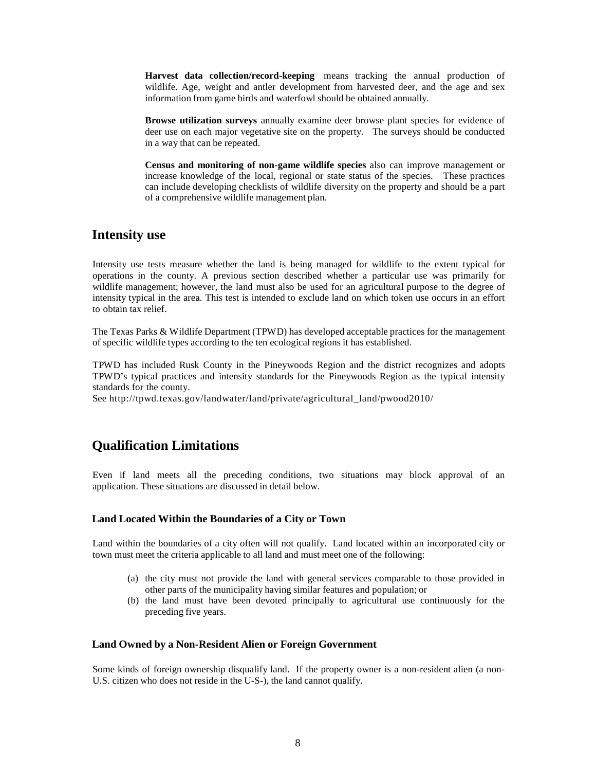**Harvest data collection/record-keeping** means tracking the annual production of wildlife. Age, weight and antler development from harvested deer, and the age and sex information from game birds and waterfowl should be obtained annually.

**Browse utilization surveys** annually examine deer browse plant species for evidence of deer use on each major vegetative site on the property. The surveys should be conducted in a way that can be repeated.

**Census and monitoring of non-game wildlife species** also can improve management or increase knowledge of the local, regional or state status of the species. These practices can include developing checklists of wildlife diversity on the property and should be a part of a comprehensive wildlife management plan.

## Intensity use

Intensity use tests measure whether the land is being managed for wildlife to the extent typical for operations in the county. A previous section described whether a particular use was primarily for wildlife management; however, the land must also be used for an agricultural purpose to the degree of intensity typical in the area. This test is intended to exclude land on which token use occurs in an effort to obtain tax relief.

The Texas Parks & Wildlife Department (TPWD) has developed acceptable practices for the management of specific wildlife types according to the ten ecological regions it has established.

TPWD has included Rusk County in the Pineywoods Region and the district recognizes and adopts TPWD's typical practices and intensity standards for the Pineywoods Region as the typical intensity standards for the county.
See http://tpwd.texas.gov/landwater/land/private/agricultural_land/pwood2010/

## Qualification Limitations

Even if land meets all the preceding conditions, two situations may block approval of an application. These situations are discussed in detail below.

### Land Located Within the Boundaries of a City or Town

Land within the boundaries of a city often will not qualify. Land located within an incorporated city or town must meet the criteria applicable to all land and must meet one of the following:

(a) the city must not provide the land with general services comparable to those provided in other parts of the municipality having similar features and population; or
(b) the land must have been devoted principally to agricultural use continuously for the preceding five years.

### Land Owned by a Non-Resident Alien or Foreign Government

Some kinds of foreign ownership disqualify land. If the property owner is a non-resident alien (a non-U.S. citizen who does not reside in the U-S-), the land cannot qualify.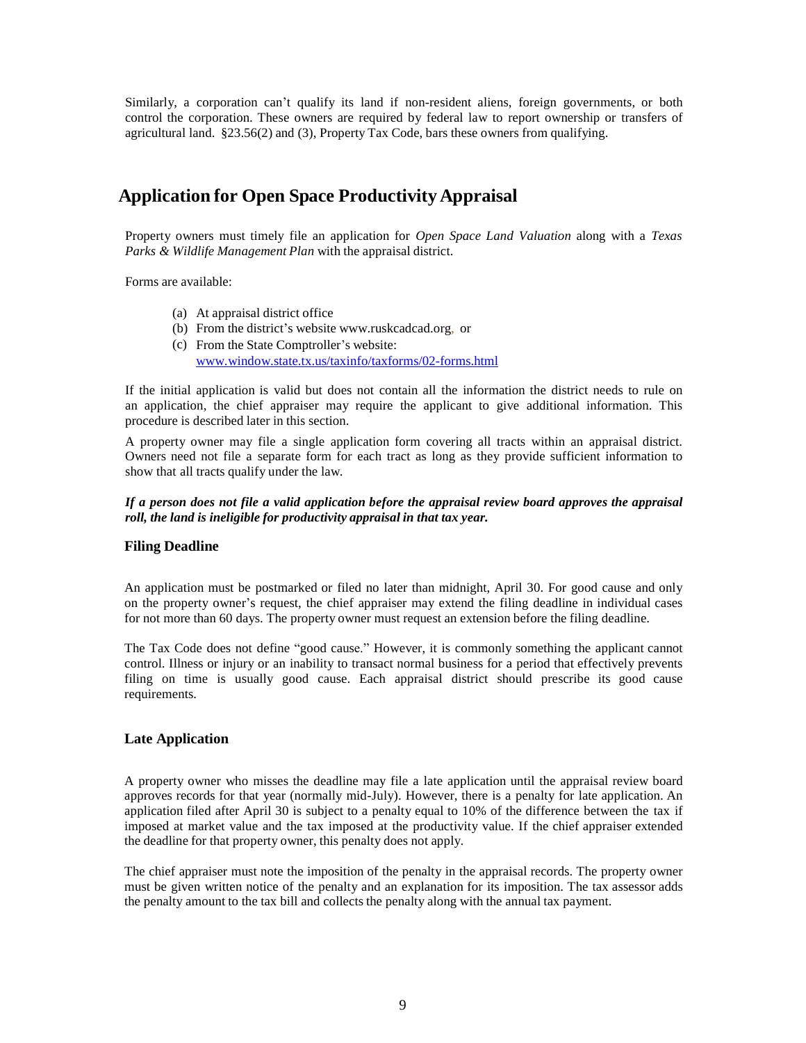Similarly, a corporation can't qualify its land if non-resident aliens, foreign governments, or both control the corporation. These owners are required by federal law to report ownership or transfers of agricultural land. §23.56(2) and (3), Property Tax Code, bars these owners from qualifying.

## Application for Open Space Productivity Appraisal

Property owners must timely file an application for *Open Space Land Valuation* along with a *Texas Parks & Wildlife Management Plan* with the appraisal district.

Forms are available:

(a) At appraisal district office
(b) From the district's website www.ruskcadcad.org, or
(c) From the State Comptroller's website: www.window.state.tx.us/taxinfo/taxforms/02-forms.html

If the initial application is valid but does not contain all the information the district needs to rule on an application, the chief appraiser may require the applicant to give additional information. This procedure is described later in this section.

A property owner may file a single application form covering all tracts within an appraisal district. Owners need not file a separate form for each tract as long as they provide sufficient information to show that all tracts qualify under the law.

***If a person does not file a valid application before the appraisal review board approves the appraisal roll, the land is ineligible for productivity appraisal in that tax year.***

### Filing Deadline

An application must be postmarked or filed no later than midnight, April 30. For good cause and only on the property owner's request, the chief appraiser may extend the filing deadline in individual cases for not more than 60 days. The property owner must request an extension before the filing deadline.

The Tax Code does not define "good cause." However, it is commonly something the applicant cannot control. Illness or injury or an inability to transact normal business for a period that effectively prevents filing on time is usually good cause. Each appraisal district should prescribe its good cause requirements.

### Late Application

A property owner who misses the deadline may file a late application until the appraisal review board approves records for that year (normally mid-July). However, there is a penalty for late application. An application filed after April 30 is subject to a penalty equal to 10% of the difference between the tax if imposed at market value and the tax imposed at the productivity value. If the chief appraiser extended the deadline for that property owner, this penalty does not apply.

The chief appraiser must note the imposition of the penalty in the appraisal records. The property owner must be given written notice of the penalty and an explanation for its imposition. The tax assessor adds the penalty amount to the tax bill and collects the penalty along with the annual tax payment.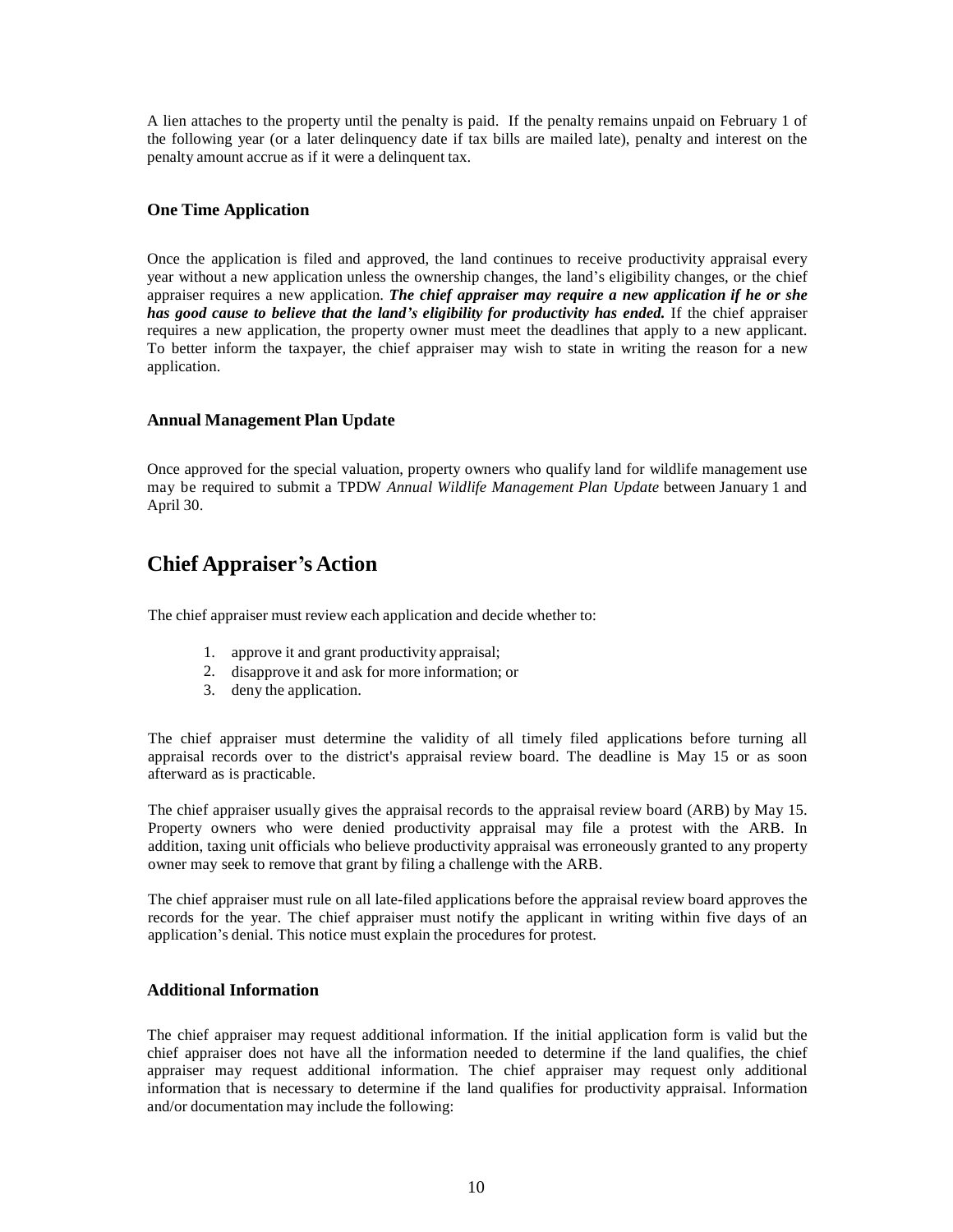A lien attaches to the property until the penalty is paid. If the penalty remains unpaid on February 1 of the following year (or a later delinquency date if tax bills are mailed late), penalty and interest on the penalty amount accrue as if it were a delinquent tax.

### One Time Application

Once the application is filed and approved, the land continues to receive productivity appraisal every year without a new application unless the ownership changes, the land's eligibility changes, or the chief appraiser requires a new application. ***The chief appraiser may require a new application if he or she has good cause to believe that the land's eligibility for productivity has ended.*** If the chief appraiser requires a new application, the property owner must meet the deadlines that apply to a new applicant. To better inform the taxpayer, the chief appraiser may wish to state in writing the reason for a new application.

### Annual Management Plan Update

Once approved for the special valuation, property owners who qualify land for wildlife management use may be required to submit a TPDW *Annual Wildlife Management Plan Update* between January 1 and April 30.

## Chief Appraiser's Action

The chief appraiser must review each application and decide whether to:

1. approve it and grant productivity appraisal;
2. disapprove it and ask for more information; or
3. deny the application.

The chief appraiser must determine the validity of all timely filed applications before turning all appraisal records over to the district's appraisal review board. The deadline is May 15 or as soon afterward as is practicable.

The chief appraiser usually gives the appraisal records to the appraisal review board (ARB) by May 15. Property owners who were denied productivity appraisal may file a protest with the ARB. In addition, taxing unit officials who believe productivity appraisal was erroneously granted to any property owner may seek to remove that grant by filing a challenge with the ARB.

The chief appraiser must rule on all late-filed applications before the appraisal review board approves the records for the year. The chief appraiser must notify the applicant in writing within five days of an application's denial. This notice must explain the procedures for protest.

### Additional Information

The chief appraiser may request additional information. If the initial application form is valid but the chief appraiser does not have all the information needed to determine if the land qualifies, the chief appraiser may request additional information. The chief appraiser may request only additional information that is necessary to determine if the land qualifies for productivity appraisal. Information and/or documentation may include the following: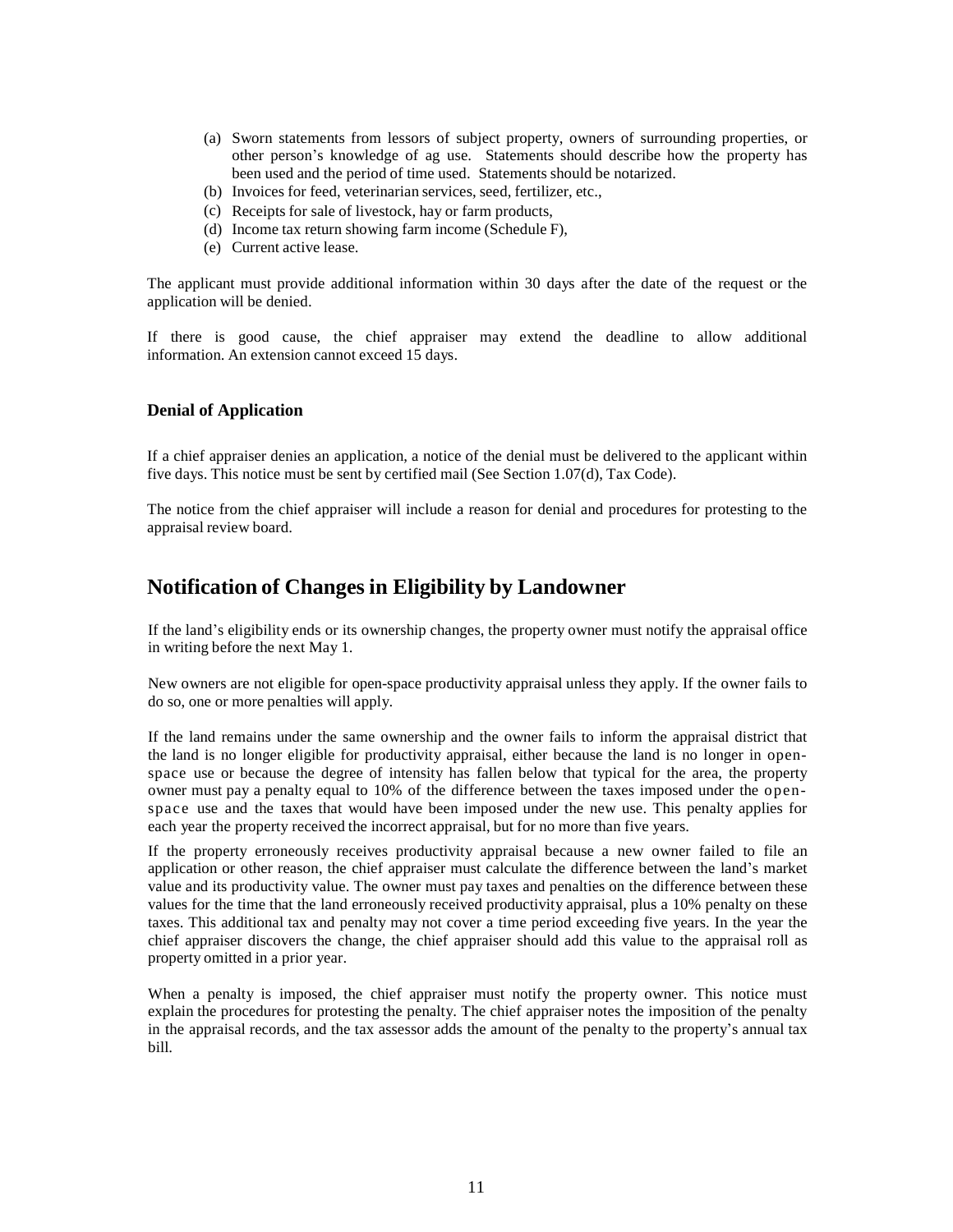(a) Sworn statements from lessors of subject property, owners of surrounding properties, or other person's knowledge of ag use. Statements should describe how the property has been used and the period of time used. Statements should be notarized.
(b) Invoices for feed, veterinarian services, seed, fertilizer, etc.,
(c) Receipts for sale of livestock, hay or farm products,
(d) Income tax return showing farm income (Schedule F),
(e) Current active lease.

The applicant must provide additional information within 30 days after the date of the request or the application will be denied.

If there is good cause, the chief appraiser may extend the deadline to allow additional information. An extension cannot exceed 15 days.

### Denial of Application

If a chief appraiser denies an application, a notice of the denial must be delivered to the applicant within five days. This notice must be sent by certified mail (See Section 1.07(d), Tax Code).

The notice from the chief appraiser will include a reason for denial and procedures for protesting to the appraisal review board.

## Notification of Changes in Eligibility by Landowner

If the land's eligibility ends or its ownership changes, the property owner must notify the appraisal office in writing before the next May 1.

New owners are not eligible for open-space productivity appraisal unless they apply. If the owner fails to do so, one or more penalties will apply.

If the land remains under the same ownership and the owner fails to inform the appraisal district that the land is no longer eligible for productivity appraisal, either because the land is no longer in open-space use or because the degree of intensity has fallen below that typical for the area, the property owner must pay a penalty equal to 10% of the difference between the taxes imposed under the open-space use and the taxes that would have been imposed under the new use. This penalty applies for each year the property received the incorrect appraisal, but for no more than five years.

If the property erroneously receives productivity appraisal because a new owner failed to file an application or other reason, the chief appraiser must calculate the difference between the land's market value and its productivity value. The owner must pay taxes and penalties on the difference between these values for the time that the land erroneously received productivity appraisal, plus a 10% penalty on these taxes. This additional tax and penalty may not cover a time period exceeding five years. In the year the chief appraiser discovers the change, the chief appraiser should add this value to the appraisal roll as property omitted in a prior year.

When a penalty is imposed, the chief appraiser must notify the property owner. This notice must explain the procedures for protesting the penalty. The chief appraiser notes the imposition of the penalty in the appraisal records, and the tax assessor adds the amount of the penalty to the property's annual tax bill.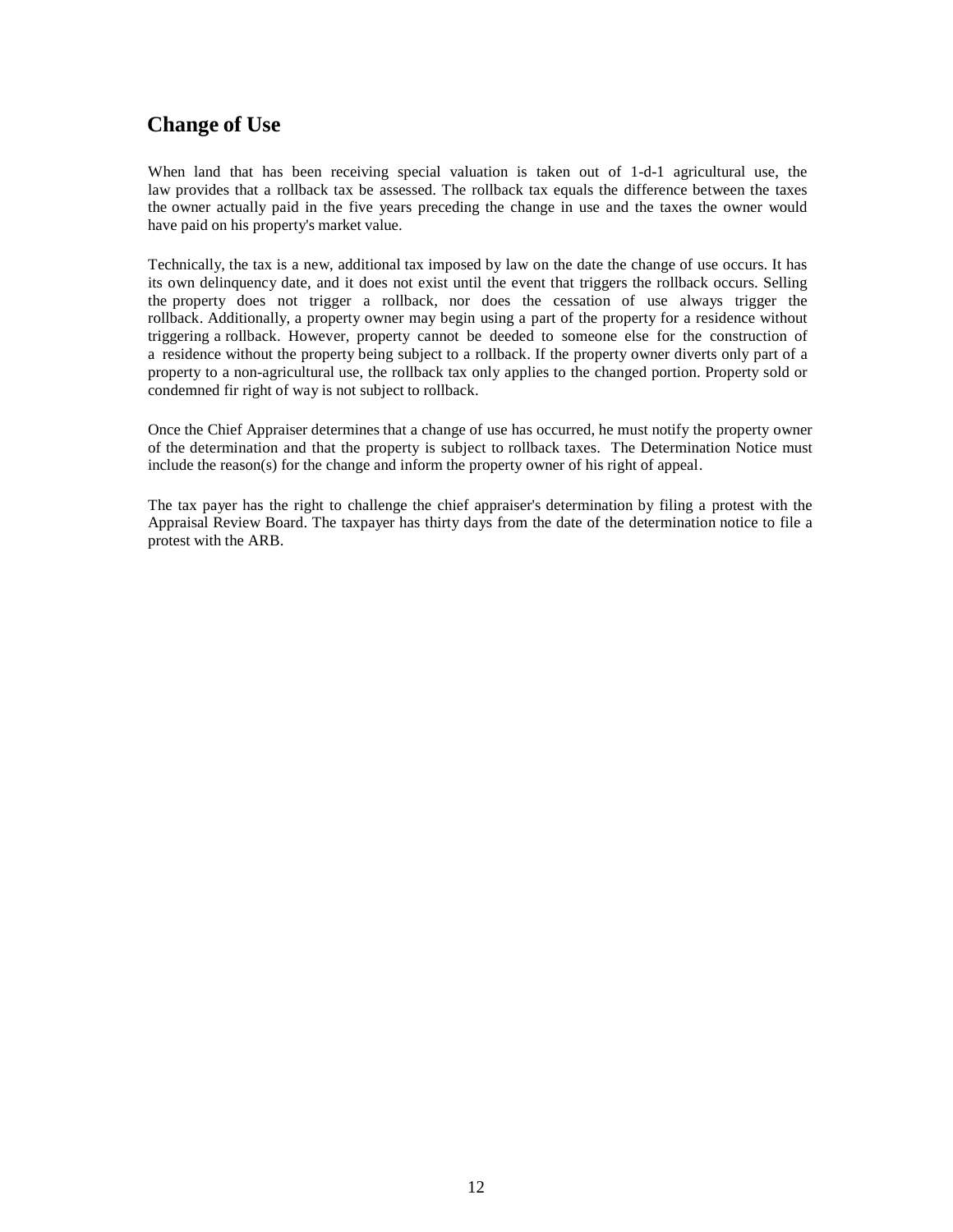## Change of Use

When land that has been receiving special valuation is taken out of 1-d-1 agricultural use, the law provides that a rollback tax be assessed. The rollback tax equals the difference between the taxes the owner actually paid in the five years preceding the change in use and the taxes the owner would have paid on his property's market value.

Technically, the tax is a new, additional tax imposed by law on the date the change of use occurs. It has its own delinquency date, and it does not exist until the event that triggers the rollback occurs. Selling the property does not trigger a rollback, nor does the cessation of use always trigger the rollback. Additionally, a property owner may begin using a part of the property for a residence without triggering a rollback. However, property cannot be deeded to someone else for the construction of a residence without the property being subject to a rollback. If the property owner diverts only part of a property to a non-agricultural use, the rollback tax only applies to the changed portion. Property sold or condemned fir right of way is not subject to rollback.

Once the Chief Appraiser determines that a change of use has occurred, he must notify the property owner of the determination and that the property is subject to rollback taxes. The Determination Notice must include the reason(s) for the change and inform the property owner of his right of appeal.

The tax payer has the right to challenge the chief appraiser's determination by filing a protest with the Appraisal Review Board. The taxpayer has thirty days from the date of the determination notice to file a protest with the ARB.